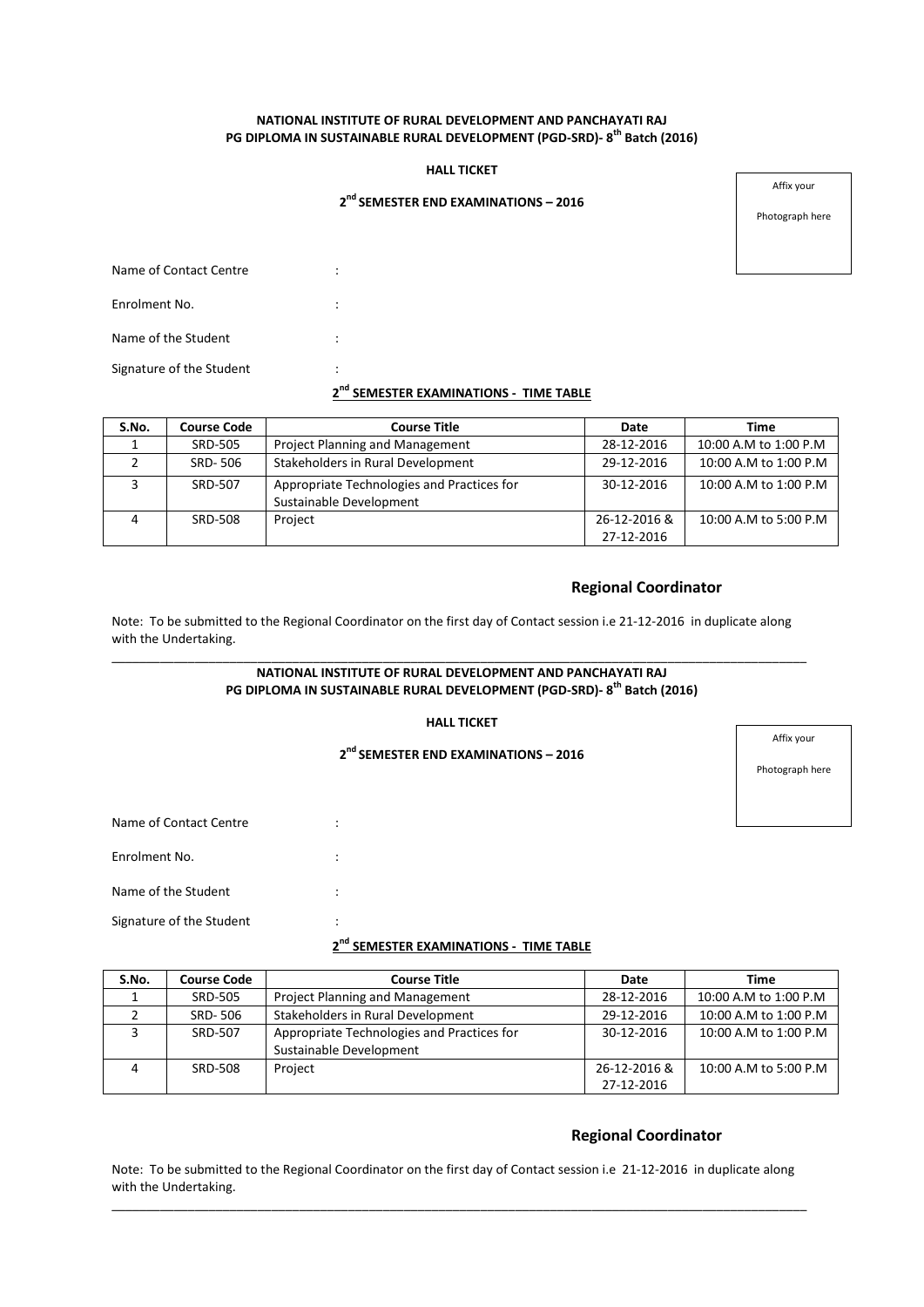**NATIONAL INSTITUTE OF RURAL DEVELOPMENT AND PANCHAYATI RAJ**
**PG DIPLOMA IN SUSTAINABLE RURAL DEVELOPMENT (PGD-SRD)- 8th Batch (2016)**

**HALL TICKET**

**2nd SEMESTER END EXAMINATIONS – 2016**

Affix your

Photograph here

Name of Contact Centre :

Enrolment No. :

Name of the Student :

Signature of the Student :

**2nd SEMESTER EXAMINATIONS - TIME TABLE**

| S.No. | Course Code | Course Title | Date | Time |
|---|---|---|---|---|
| 1 | SRD-505 | Project Planning and Management | 28-12-2016 | 10:00 A.M to 1:00 P.M |
| 2 | SRD- 506 | Stakeholders in Rural Development | 29-12-2016 | 10:00 A.M to 1:00 P.M |
| 3 | SRD-507 | Appropriate Technologies and Practices for Sustainable Development | 30-12-2016 | 10:00 A.M to 1:00 P.M |
| 4 | SRD-508 | Project | 26-12-2016 & 27-12-2016 | 10:00 A.M to 5:00 P.M |

**Regional Coordinator**

Note: To be submitted to the Regional Coordinator on the first day of Contact session i.e 21-12-2016 in duplicate along with the Undertaking.

---

**NATIONAL INSTITUTE OF RURAL DEVELOPMENT AND PANCHAYATI RAJ**
**PG DIPLOMA IN SUSTAINABLE RURAL DEVELOPMENT (PGD-SRD)- 8th Batch (2016)**

**HALL TICKET**

**2nd SEMESTER END EXAMINATIONS – 2016**

Affix your

Photograph here

Name of Contact Centre :

Enrolment No. :

Name of the Student :

Signature of the Student :

**2nd SEMESTER EXAMINATIONS - TIME TABLE**

| S.No. | Course Code | Course Title | Date | Time |
|---|---|---|---|---|
| 1 | SRD-505 | Project Planning and Management | 28-12-2016 | 10:00 A.M to 1:00 P.M |
| 2 | SRD- 506 | Stakeholders in Rural Development | 29-12-2016 | 10:00 A.M to 1:00 P.M |
| 3 | SRD-507 | Appropriate Technologies and Practices for Sustainable Development | 30-12-2016 | 10:00 A.M to 1:00 P.M |
| 4 | SRD-508 | Project | 26-12-2016 & 27-12-2016 | 10:00 A.M to 5:00 P.M |

**Regional Coordinator**

Note: To be submitted to the Regional Coordinator on the first day of Contact session i.e 21-12-2016 in duplicate along with the Undertaking.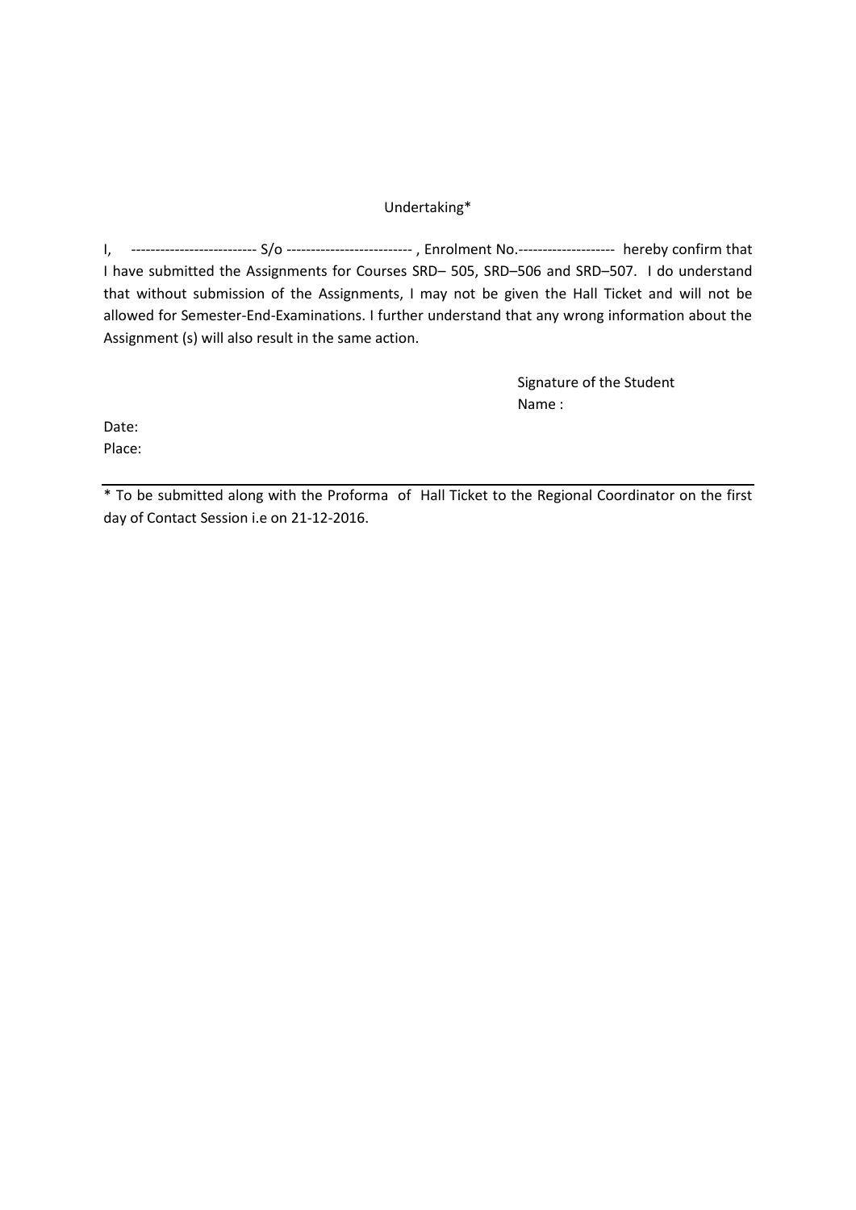Undertaking*

I, -------------------------- S/o -------------------------- , Enrolment No.-------------------- hereby confirm that I have submitted the Assignments for Courses SRD– 505, SRD–506 and SRD–507. I do understand that without submission of the Assignments, I may not be given the Hall Ticket and will not be allowed for Semester-End-Examinations. I further understand that any wrong information about the Assignment (s) will also result in the same action.

Signature of the Student
Name :

Date:
Place:

---

* To be submitted along with the Proforma of Hall Ticket to the Regional Coordinator on the first day of Contact Session i.e on 21-12-2016.